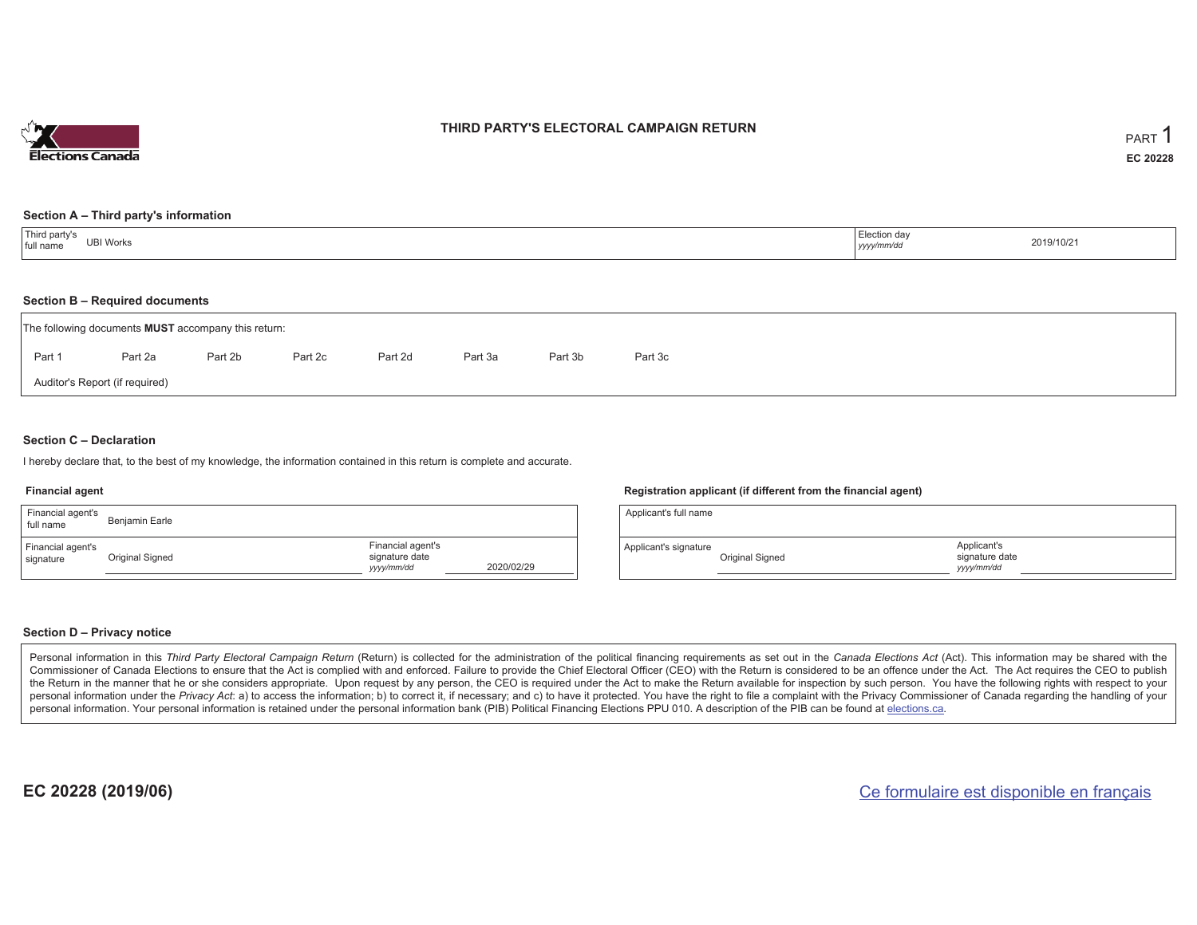# THIRD PARTY'S ELECTORAL CAMPAIGN RETURN

PART 1

**EC 20228**

## Section A – Third party's information

| Third party's full name | UBI Works | Election day *yyyy/mm/dd* | 2019/10/21 |
|---|---|---|---|

## Section B – Required documents

The following documents **MUST** accompany this return:

Part 1 | Part 2a | Part 2b | Part 2c | Part 2d | Part 3a | Part 3b | Part 3c

Auditor's Report (if required)

## Section C – Declaration

I hereby declare that, to the best of my knowledge, the information contained in this return is complete and accurate.

### Financial agent

| Financial agent's full name | Benjamin Earle | | |
|---|---|---|---|
| Financial agent's signature | Original Signed | Financial agent's signature date *yyyy/mm/dd* | 2020/02/29 |

### Registration applicant (if different from the financial agent)

| Applicant's full name | | | |
|---|---|---|---|
| Applicant's signature | Original Signed | Applicant's signature date *yyyy/mm/dd* | |

## Section D – Privacy notice

Personal information in this *Third Party Electoral Campaign Return* (Return) is collected for the administration of the political financing requirements as set out in the *Canada Elections Act* (Act). This information may be shared with the Commissioner of Canada Elections to ensure that the Act is complied with and enforced. Failure to provide the Chief Electoral Officer (CEO) with the Return is considered to be an offence under the Act. The Act requires the CEO to publish the Return in the manner that he or she considers appropriate. Upon request by any person, the CEO is required under the Act to make the Return available for inspection by such person. You have the following rights with respect to your personal information under the *Privacy Act*: a) to access the information; b) to correct it, if necessary; and c) to have it protected. You have the right to file a complaint with the Privacy Commissioner of Canada regarding the handling of your personal information. Your personal information is retained under the personal information bank (PIB) Political Financing Elections PPU 010. A description of the PIB can be found at elections.ca.

**EC 20228 (2019/06)**

Ce formulaire est disponible en français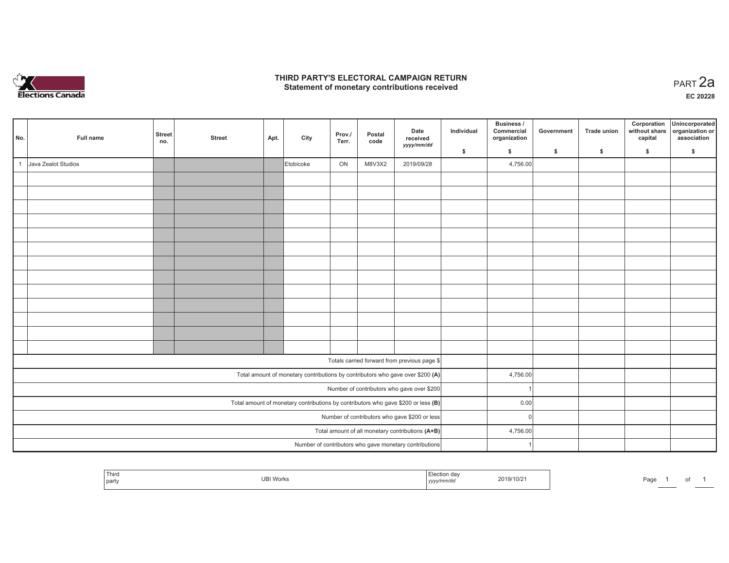# THIRD PARTY'S ELECTORAL CAMPAIGN RETURN
## Statement of monetary contributions received

PART 2a

**EC 20228**

| No. | Full name | Street no. | Street | Apt. | City | Prov./ Terr. | Postal code | Date received yyyy/mm/dd | Individual $ | Business / Commercial organization $ | Government $ | Trade union $ | Corporation without share capital $ | Unincorporated organization or association $ |
|---|---|---|---|---|---|---|---|---|---|---|---|---|---|---|
| 1 | Java Zealot Studios | | | | Etobicoke | ON | M8V3X2 | 2019/09/28 | | 4,756.00 | | | | |
| | | | | | | | | | | | | | | |
| | | | | | | | | | | | | | | |
| | | | | | | | | | | | | | | |
| | | | | | | | | | | | | | | |
| | | | | | | | | | | | | | | |
| | | | | | | | | | | | | | | |
| | | | | | | | | | | | | | | |
| | | | | | | | | | | | | | | |
| | | | | | | | | | | | | | | |
| | | | | | | | | | | | | | | |
| | | | | | | | | | | | | | | |
| | | | | | | | | | | | | | | |
| | | | | | | | | | | | | | | |
| Totals carried forward from previous page $ | | | | | | | | | | | | | | |
| Total amount of monetary contributions by contributors who gave over $200 **(A)** | | | | | | | | | | 4,756.00 | | | | |
| Number of contributors who gave over $200 | | | | | | | | | | 1 | | | | |
| Total amount of monetary contributions by contributors who gave $200 or less **(B)** | | | | | | | | | | 0.00 | | | | |
| Number of contributors who gave $200 or less | | | | | | | | | | 0 | | | | |
| Total amount of all monetary contributions **(A+B)** | | | | | | | | | | 4,756.00 | | | | |
| Number of contributors who gave monetary contributions | | | | | | | | | | 1 | | | | |

| Third party | UBI Works | Election day yyyy/mm/dd | 2019/10/21 |
|---|---|---|---|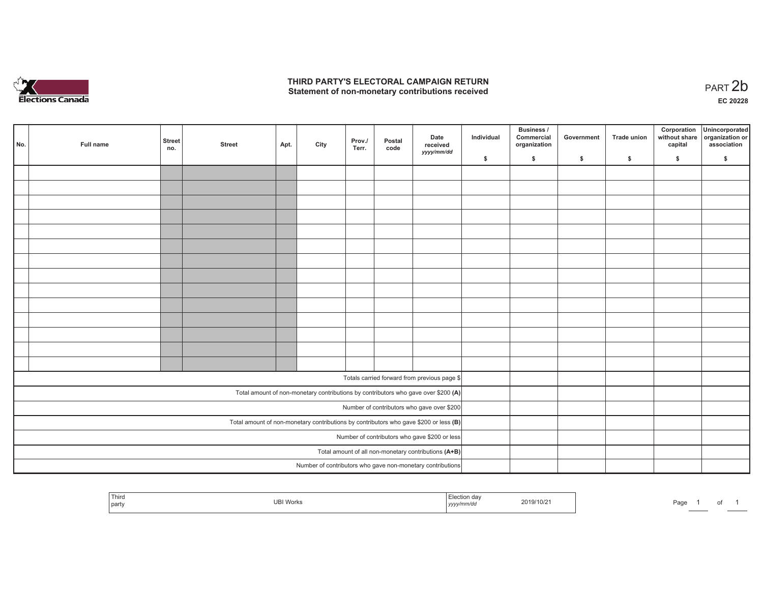# THIRD PARTY'S ELECTORAL CAMPAIGN RETURN
## Statement of non-monetary contributions received

PART 2b

EC 20228

| No. | Full name | Street no. | Street | Apt. | City | Prov./ Terr. | Postal code | Date received *yyyy/mm/dd* | Individual $ | Business / Commercial organization $ | Government $ | Trade union $ | Corporation without share capital $ | Unincorporated organization or association $ |
|---|---|---|---|---|---|---|---|---|---|---|---|---|---|---|
| | | | | | | | | | | | | | | |
| | | | | | | | | | | | | | | |
| | | | | | | | | | | | | | | |
| | | | | | | | | | | | | | | |
| | | | | | | | | | | | | | | |
| | | | | | | | | | | | | | | |
| | | | | | | | | | | | | | | |
| | | | | | | | | | | | | | | |
| | | | | | | | | | | | | | | |
| | | | | | | | | | | | | | | |
| | | | | | | | | | | | | | | |
| | | | | | | | | | | | | | | |
| | | | | | | | | | | | | | | |
| | | | | | | | | | | | | | | |
| Totals carried forward from previous page $ | | | | | | | | | | | | | | |
| Total amount of non-monetary contributions by contributors who gave over $200 **(A)** | | | | | | | | | | | | | | |
| Number of contributors who gave over $200 | | | | | | | | | | | | | | |
| Total amount of non-monetary contributions by contributors who gave $200 or less **(B)** | | | | | | | | | | | | | | |
| Number of contributors who gave $200 or less | | | | | | | | | | | | | | |
| Total amount of all non-monetary contributions **(A+B)** | | | | | | | | | | | | | | |
| Number of contributors who gave non-monetary contributions | | | | | | | | | | | | | | |

| Third party | UBI Works | Election day *yyyy/mm/dd* | 2019/10/21 |
|---|---|---|---|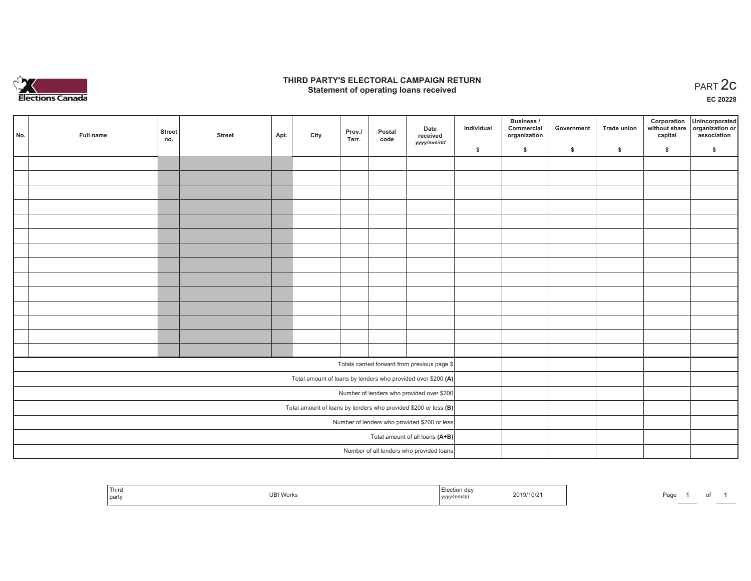# THIRD PARTY'S ELECTORAL CAMPAIGN RETURN
## Statement of operating loans received

PART 2c

EC 20228

| No. | Full name | Street no. | Street | Apt. | City | Prov./ Terr. | Postal code | Date received *yyyy/mm/dd* | Individual $ | Business / Commercial organization $ | Government $ | Trade union $ | Corporation without share capital $ | Unincorporated organization or association $ |
|---|---|---|---|---|---|---|---|---|---|---|---|---|---|---|
| | | | | | | | | | | | | | | |
| | | | | | | | | | | | | | | |
| | | | | | | | | | | | | | | |
| | | | | | | | | | | | | | | |
| | | | | | | | | | | | | | | |
| | | | | | | | | | | | | | | |
| | | | | | | | | | | | | | | |
| | | | | | | | | | | | | | | |
| | | | | | | | | | | | | | | |
| | | | | | | | | | | | | | | |
| | | | | | | | | | | | | | | |
| | | | | | | | | | | | | | | |
| | | | | | | | | | | | | | | |
| | | | | | | | | | | | | | | |
| Totals carried forward from previous page $ | | | | | | | | | | | | | | |
| Total amount of loans by lenders who provided over $200 **(A)** | | | | | | | | | | | | | | |
| Number of lenders who provided over $200 | | | | | | | | | | | | | | |
| Total amount of loans by lenders who provided $200 or less **(B)** | | | | | | | | | | | | | | |
| Number of lenders who provided $200 or less | | | | | | | | | | | | | | |
| Total amount of all loans **(A+B)** | | | | | | | | | | | | | | |
| Number of all lenders who provided loans | | | | | | | | | | | | | | |

| Third party | UBI Works | Election day *yyyy/mm/dd* | 2019/10/21 |
|---|---|---|---|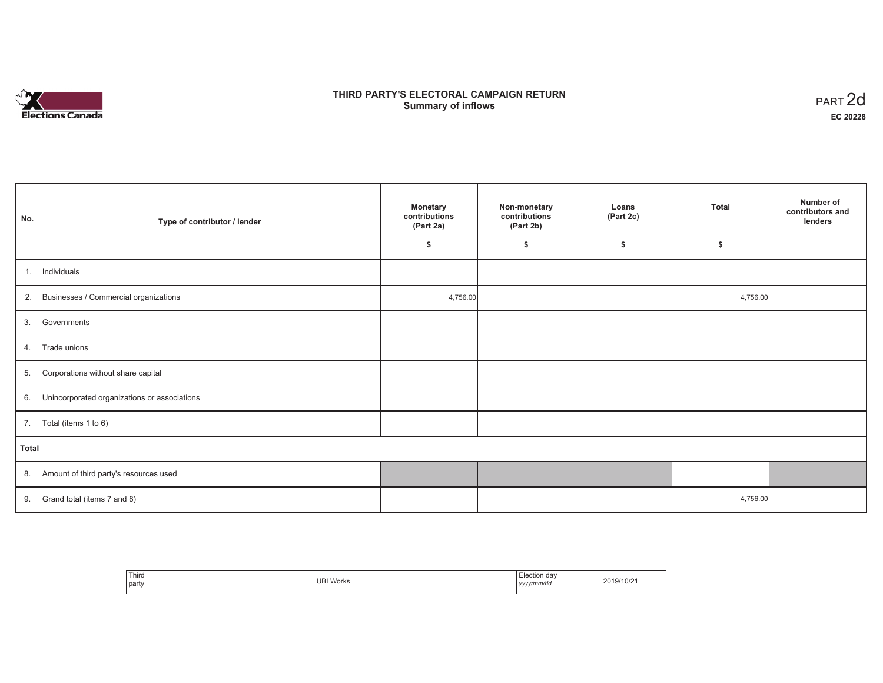# THIRD PARTY'S ELECTORAL CAMPAIGN RETURN
## Summary of inflows

PART 2d

**EC 20228**

| No. | Type of contributor / lender | Monetary contributions (Part 2a) $ | Non-monetary contributions (Part 2b) $ | Loans (Part 2c) $ | Total $ | Number of contributors and lenders |
|---|---|---|---|---|---|---|
| 1. | Individuals | | | | | |
| 2. | Businesses / Commercial organizations | 4,756.00 | | | 4,756.00 | |
| 3. | Governments | | | | | |
| 4. | Trade unions | | | | | |
| 5. | Corporations without share capital | | | | | |
| 6. | Unincorporated organizations or associations | | | | | |
| 7. | Total (items 1 to 6) | | | | | |
| **Total** | | | | | | |
| 8. | Amount of third party's resources used | | | | | |
| 9. | Grand total (items 7 and 8) | | | | 4,756.00 | |

| Third party | UBI Works | Election day *yyyy/mm/dd* | 2019/10/21 |
|---|---|---|---|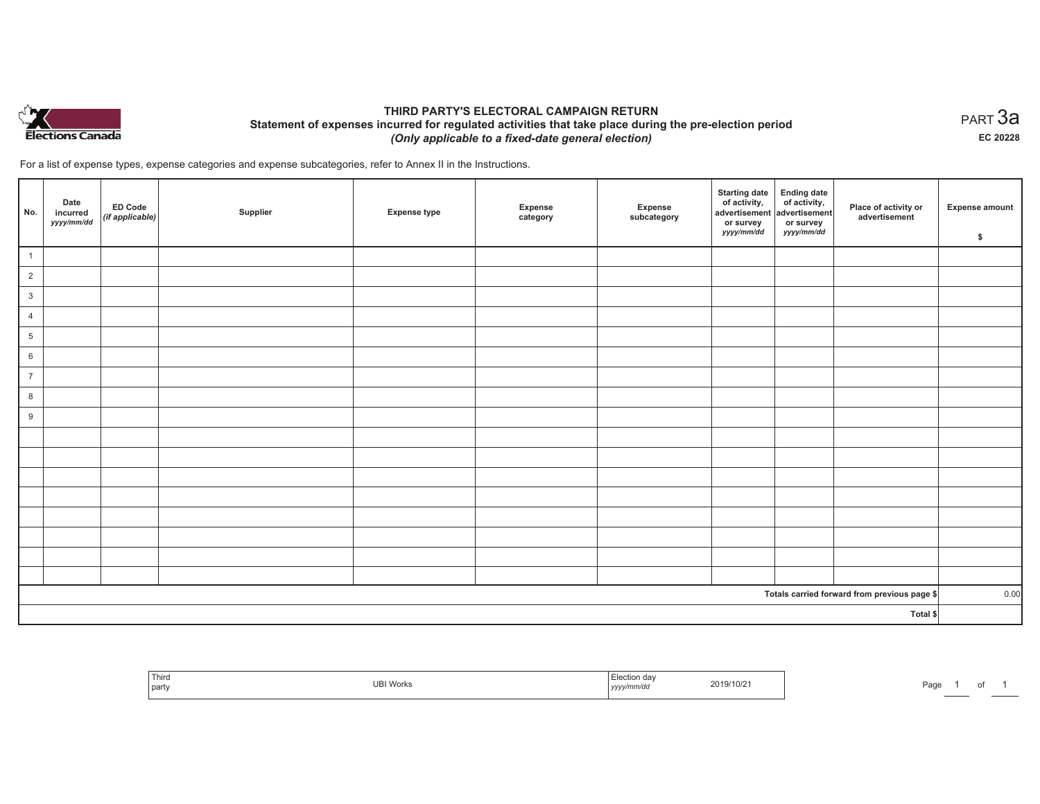Elections Canada

# THIRD PARTY'S ELECTORAL CAMPAIGN RETURN

## Statement of expenses incurred for regulated activities that take place during the pre-election period

***(Only applicable to a fixed-date general election)***

PART 3a

**EC 20228**

For a list of expense types, expense categories and expense subcategories, refer to Annex II in the Instructions.

| No. | Date incurred *yyyy/mm/dd* | ED Code *(if applicable)* | Supplier | Expense type | Expense category | Expense subcategory | Starting date of activity, advertisement or survey *yyyy/mm/dd* | Ending date of activity, advertisement or survey *yyyy/mm/dd* | Place of activity or advertisement | Expense amount $ |
|---|---|---|---|---|---|---|---|---|---|---|
| 1 | | | | | | | | | | |
| 2 | | | | | | | | | | |
| 3 | | | | | | | | | | |
| 4 | | | | | | | | | | |
| 5 | | | | | | | | | | |
| 6 | | | | | | | | | | |
| 7 | | | | | | | | | | |
| 8 | | | | | | | | | | |
| 9 | | | | | | | | | | |
| | | | | | | | | | | |
| | | | | | | | | | | |
| | | | | | | | | | | |
| | | | | | | | | | | |
| | | | | | | | | | | |
| | | | | | | | | | | |
| | | | | | | | | | | |
| | | | | | | | | | | |
| | | | | | | | | | **Totals carried forward from previous page $** | 0.00 |
| | | | | | | | | | **Total $** | |

| Third party | UBI Works | Election day *yyyy/mm/dd* | 2019/10/21 |
|---|---|---|---|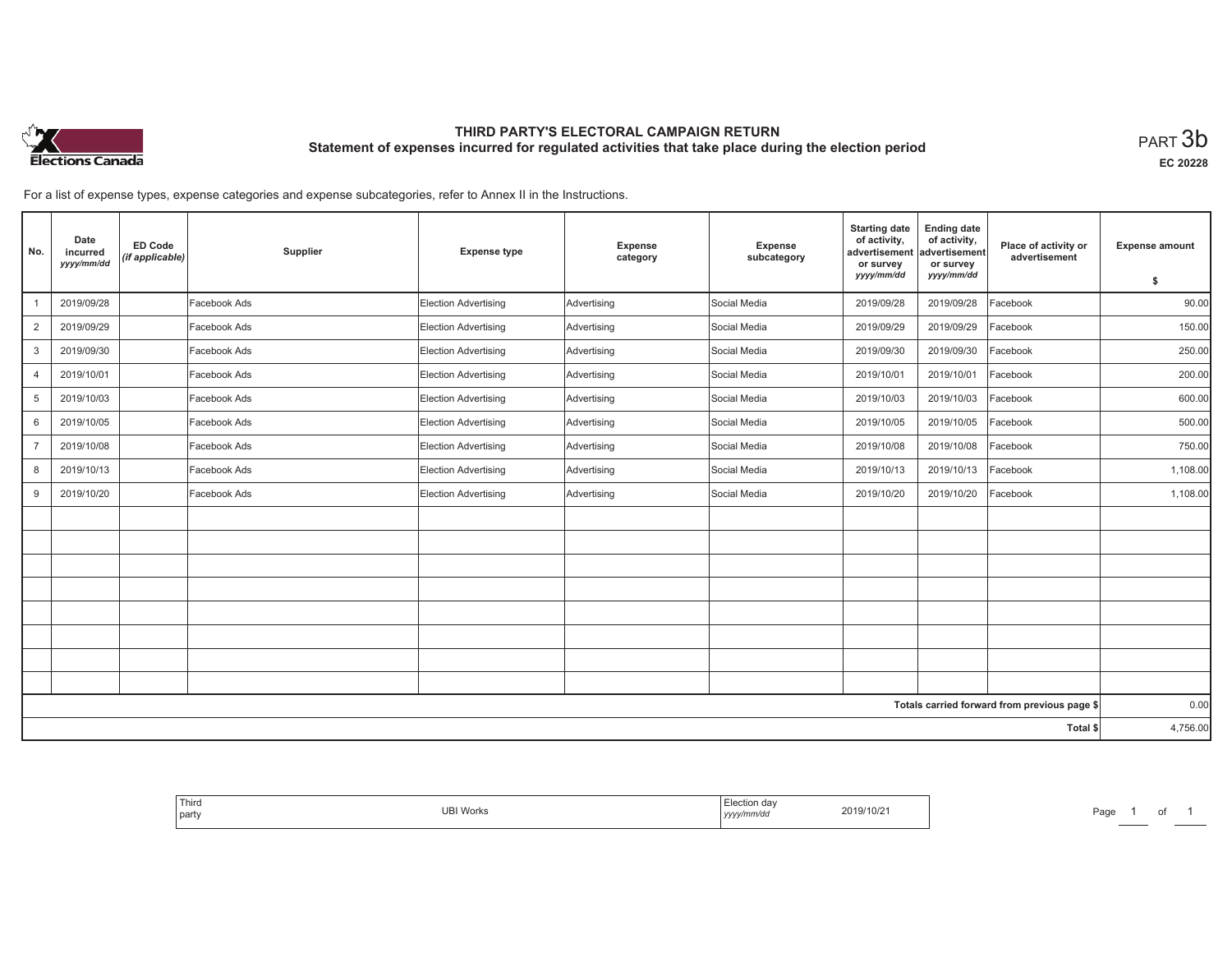# THIRD PARTY'S ELECTORAL CAMPAIGN RETURN

## Statement of expenses incurred for regulated activities that take place during the election period

PART 3b

**EC 20228**

For a list of expense types, expense categories and expense subcategories, refer to Annex II in the Instructions.

| No. | Date incurred *yyyy/mm/dd* | ED Code *(if applicable)* | Supplier | Expense type | Expense category | Expense subcategory | Starting date of activity, advertisement or survey *yyyy/mm/dd* | Ending date of activity, advertisement or survey *yyyy/mm/dd* | Place of activity or advertisement | Expense amount $ |
|---|---|---|---|---|---|---|---|---|---|---|
| 1 | 2019/09/28 | | Facebook Ads | Election Advertising | Advertising | Social Media | 2019/09/28 | 2019/09/28 | Facebook | 90.00 |
| 2 | 2019/09/29 | | Facebook Ads | Election Advertising | Advertising | Social Media | 2019/09/29 | 2019/09/29 | Facebook | 150.00 |
| 3 | 2019/09/30 | | Facebook Ads | Election Advertising | Advertising | Social Media | 2019/09/30 | 2019/09/30 | Facebook | 250.00 |
| 4 | 2019/10/01 | | Facebook Ads | Election Advertising | Advertising | Social Media | 2019/10/01 | 2019/10/01 | Facebook | 200.00 |
| 5 | 2019/10/03 | | Facebook Ads | Election Advertising | Advertising | Social Media | 2019/10/03 | 2019/10/03 | Facebook | 600.00 |
| 6 | 2019/10/05 | | Facebook Ads | Election Advertising | Advertising | Social Media | 2019/10/05 | 2019/10/05 | Facebook | 500.00 |
| 7 | 2019/10/08 | | Facebook Ads | Election Advertising | Advertising | Social Media | 2019/10/08 | 2019/10/08 | Facebook | 750.00 |
| 8 | 2019/10/13 | | Facebook Ads | Election Advertising | Advertising | Social Media | 2019/10/13 | 2019/10/13 | Facebook | 1,108.00 |
| 9 | 2019/10/20 | | Facebook Ads | Election Advertising | Advertising | Social Media | 2019/10/20 | 2019/10/20 | Facebook | 1,108.00 |
| | | | | | | | | | | |
| | | | | | | | | | | |
| | | | | | | | | | | |
| | | | | | | | | | | |
| | | | | | | | | | | |
| | | | | | | | | | | |
| | | | | | | | | | | |
| | | | | | | | | | | |
| | | | | | | | | | **Totals carried forward from previous page $** | 0.00 |
| | | | | | | | | | **Total $** | 4,756.00 |

| Third party | UBI Works | Election day *yyyy/mm/dd* | 2019/10/21 |
|---|---|---|---|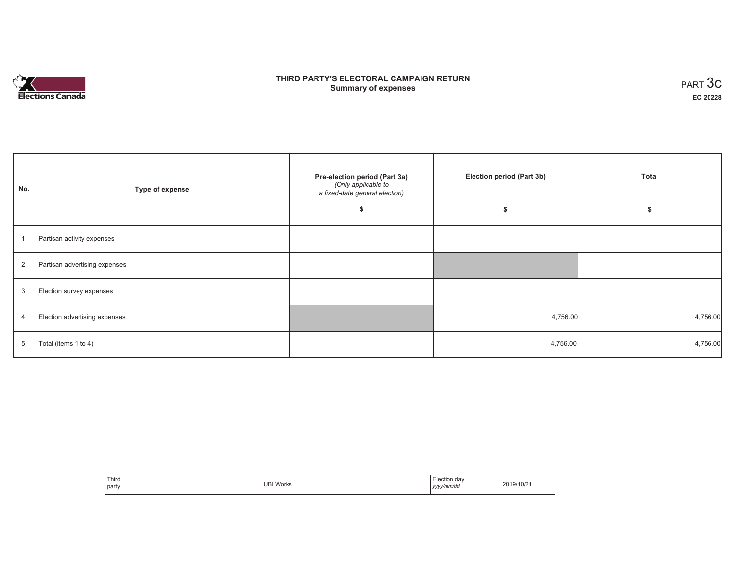# THIRD PARTY'S ELECTORAL CAMPAIGN RETURN
## Summary of expenses

PART 3c

**EC 20228**

| No. | Type of expense | Pre-election period (Part 3a) *(Only applicable to a fixed-date general election)* $ | Election period (Part 3b) $ | Total $ |
|---|---|---|---|---|
| 1. | Partisan activity expenses | | | |
| 2. | Partisan advertising expenses | | | |
| 3. | Election survey expenses | | | |
| 4. | Election advertising expenses | | 4,756.00 | 4,756.00 |
| 5. | Total (items 1 to 4) | | 4,756.00 | 4,756.00 |

| Third party | UBI Works | Election day *yyyy/mm/dd* | 2019/10/21 |
|---|---|---|---|